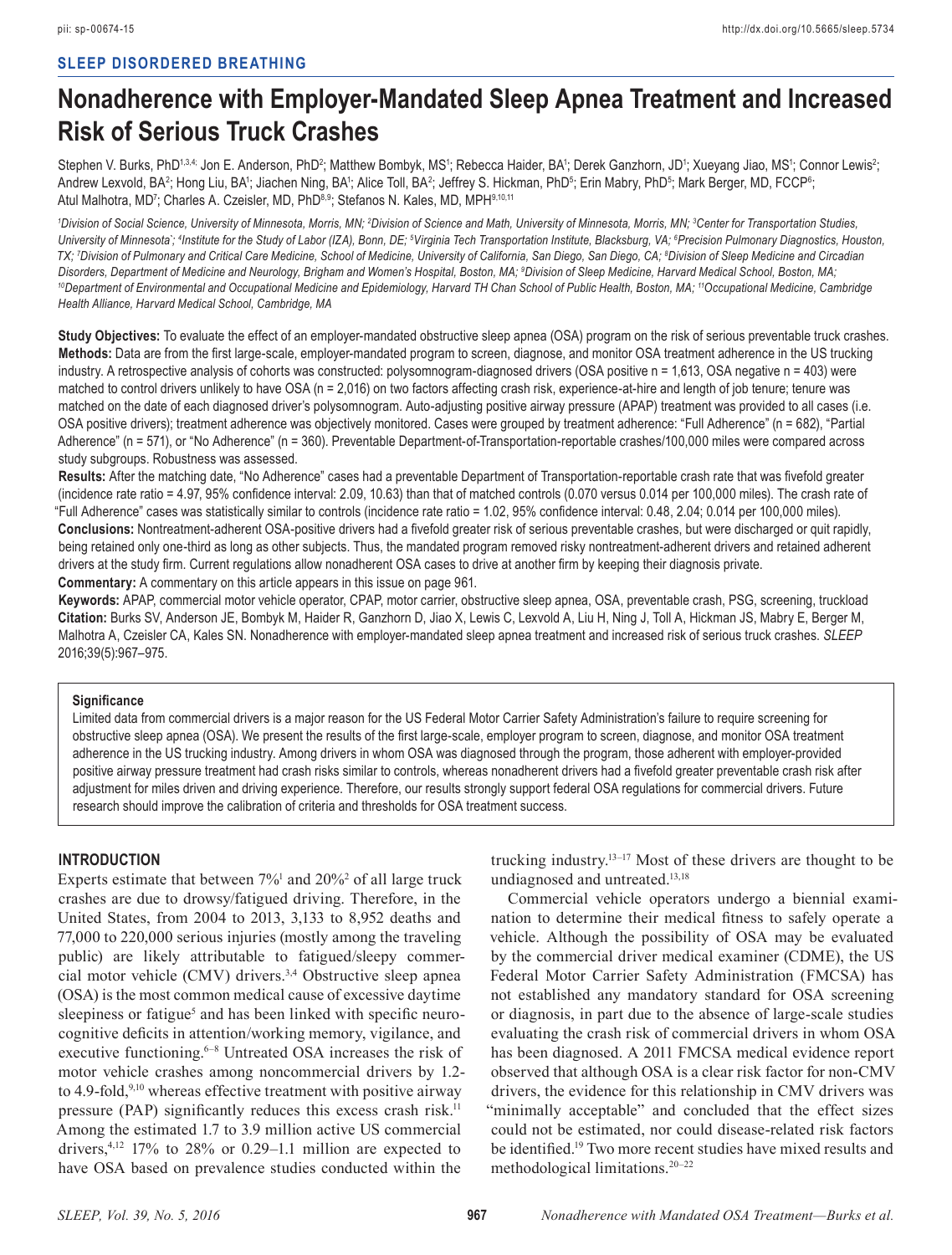SLEEP DISORDERED BREATHING

# Nonadherence with Employer-Mandated Sleep Apnea Treatment and Increased Risk of Serious Truck Crashes

Stephen V. Burks, PhD[1,3,4]; Jon E. Anderson, PhD[2]; Matthew Bombyk, MS[1]; Rebecca Haider, BA[1]; Derek Ganzhorn, JD[1]; Xueyang Jiao, MS[1]; Connor Lewis[2]; Andrew Lexvold, BA[2]; Hong Liu, BA[1]; Jiachen Ning, BA[1]; Alice Toll, BA[2]; Jeffrey S. Hickman, PhD[5]; Erin Mabry, PhD[5]; Mark Berger, MD, FCCP[6]; Atul Malhotra, MD[7]; Charles A. Czeisler, MD, PhD[8,9]; Stefanos N. Kales, MD, MPH[9,10,11]

[1]Division of Social Science, University of Minnesota, Morris, MN; [2]Division of Science and Math, University of Minnesota, Morris, MN; [3]Center for Transportation Studies, University of Minnesota'; [4]Institute for the Study of Labor (IZA), Bonn, DE; [5]Virginia Tech Transportation Institute, Blacksburg, VA; [6]Precision Pulmonary Diagnostics, Houston, TX; [7]Division of Pulmonary and Critical Care Medicine, School of Medicine, University of California, San Diego, San Diego, CA; [8]Division of Sleep Medicine and Circadian Disorders, Department of Medicine and Neurology, Brigham and Women's Hospital, Boston, MA; [9]Division of Sleep Medicine, Harvard Medical School, Boston, MA; [10]Department of Environmental and Occupational Medicine and Epidemiology, Harvard TH Chan School of Public Health, Boston, MA; [11]Occupational Medicine, Cambridge Health Alliance, Harvard Medical School, Cambridge, MA

**Study Objectives:** To evaluate the effect of an employer-mandated obstructive sleep apnea (OSA) program on the risk of serious preventable truck crashes.

**Methods:** Data are from the first large-scale, employer-mandated program to screen, diagnose, and monitor OSA treatment adherence in the US trucking industry. A retrospective analysis of cohorts was constructed: polysomnogram-diagnosed drivers (OSA positive n = 1,613, OSA negative n = 403) were matched to control drivers unlikely to have OSA (n = 2,016) on two factors affecting crash risk, experience-at-hire and length of job tenure; tenure was matched on the date of each diagnosed driver's polysomnogram. Auto-adjusting positive airway pressure (APAP) treatment was provided to all cases (i.e. OSA positive drivers); treatment adherence was objectively monitored. Cases were grouped by treatment adherence: "Full Adherence" (n = 682), "Partial Adherence" (n = 571), or "No Adherence" (n = 360). Preventable Department-of-Transportation-reportable crashes/100,000 miles were compared across study subgroups. Robustness was assessed.

**Results:** After the matching date, "No Adherence" cases had a preventable Department of Transportation-reportable crash rate that was fivefold greater (incidence rate ratio = 4.97, 95% confidence interval: 2.09, 10.63) than that of matched controls (0.070 versus 0.014 per 100,000 miles). The crash rate of "Full Adherence" cases was statistically similar to controls (incidence rate ratio = 1.02, 95% confidence interval: 0.48, 2.04; 0.014 per 100,000 miles).

**Conclusions:** Nontreatment-adherent OSA-positive drivers had a fivefold greater risk of serious preventable crashes, but were discharged or quit rapidly, being retained only one-third as long as other subjects. Thus, the mandated program removed risky nontreatment-adherent drivers and retained adherent drivers at the study firm. Current regulations allow nonadherent OSA cases to drive at another firm by keeping their diagnosis private.

**Commentary:** A commentary on this article appears in this issue on page 961.

**Keywords:** APAP, commercial motor vehicle operator, CPAP, motor carrier, obstructive sleep apnea, OSA, preventable crash, PSG, screening, truckload

**Citation:** Burks SV, Anderson JE, Bombyk M, Haider R, Ganzhorn D, Jiao X, Lewis C, Lexvold A, Liu H, Ning J, Toll A, Hickman JS, Mabry E, Berger M, Malhotra A, Czeisler CA, Kales SN. Nonadherence with employer-mandated sleep apnea treatment and increased risk of serious truck crashes. *SLEEP* 2016;39(5):967–975.

> **Significance**
>
> Limited data from commercial drivers is a major reason for the US Federal Motor Carrier Safety Administration's failure to require screening for obstructive sleep apnea (OSA). We present the results of the first large-scale, employer program to screen, diagnose, and monitor OSA treatment adherence in the US trucking industry. Among drivers in whom OSA was diagnosed through the program, those adherent with employer-provided positive airway pressure treatment had crash risks similar to controls, whereas nonadherent drivers had a fivefold greater preventable crash risk after adjustment for miles driven and driving experience. Therefore, our results strongly support federal OSA regulations for commercial drivers. Future research should improve the calibration of criteria and thresholds for OSA treatment success.

## INTRODUCTION

Experts estimate that between 7%[1] and 20%[2] of all large truck crashes are due to drowsy/fatigued driving. Therefore, in the United States, from 2004 to 2013, 3,133 to 8,952 deaths and 77,000 to 220,000 serious injuries (mostly among the traveling public) are likely attributable to fatigued/sleepy commercial motor vehicle (CMV) drivers.[3,4] Obstructive sleep apnea (OSA) is the most common medical cause of excessive daytime sleepiness or fatigue[5] and has been linked with specific neurocognitive deficits in attention/working memory, vigilance, and executive functioning.[6–8] Untreated OSA increases the risk of motor vehicle crashes among noncommercial drivers by 1.2- to 4.9-fold,[9,10] whereas effective treatment with positive airway pressure (PAP) significantly reduces this excess crash risk.[11] Among the estimated 1.7 to 3.9 million active US commercial drivers,[4,12] 17% to 28% or 0.29–1.1 million are expected to have OSA based on prevalence studies conducted within the trucking industry.[13–17] Most of these drivers are thought to be undiagnosed and untreated.[13,18]

Commercial vehicle operators undergo a biennial examination to determine their medical fitness to safely operate a vehicle. Although the possibility of OSA may be evaluated by the commercial driver medical examiner (CDME), the US Federal Motor Carrier Safety Administration (FMCSA) has not established any mandatory standard for OSA screening or diagnosis, in part due to the absence of large-scale studies evaluating the crash risk of commercial drivers in whom OSA has been diagnosed. A 2011 FMCSA medical evidence report observed that although OSA is a clear risk factor for non-CMV drivers, the evidence for this relationship in CMV drivers was "minimally acceptable" and concluded that the effect sizes could not be estimated, nor could disease-related risk factors be identified.[19] Two more recent studies have mixed results and methodological limitations.[20–22]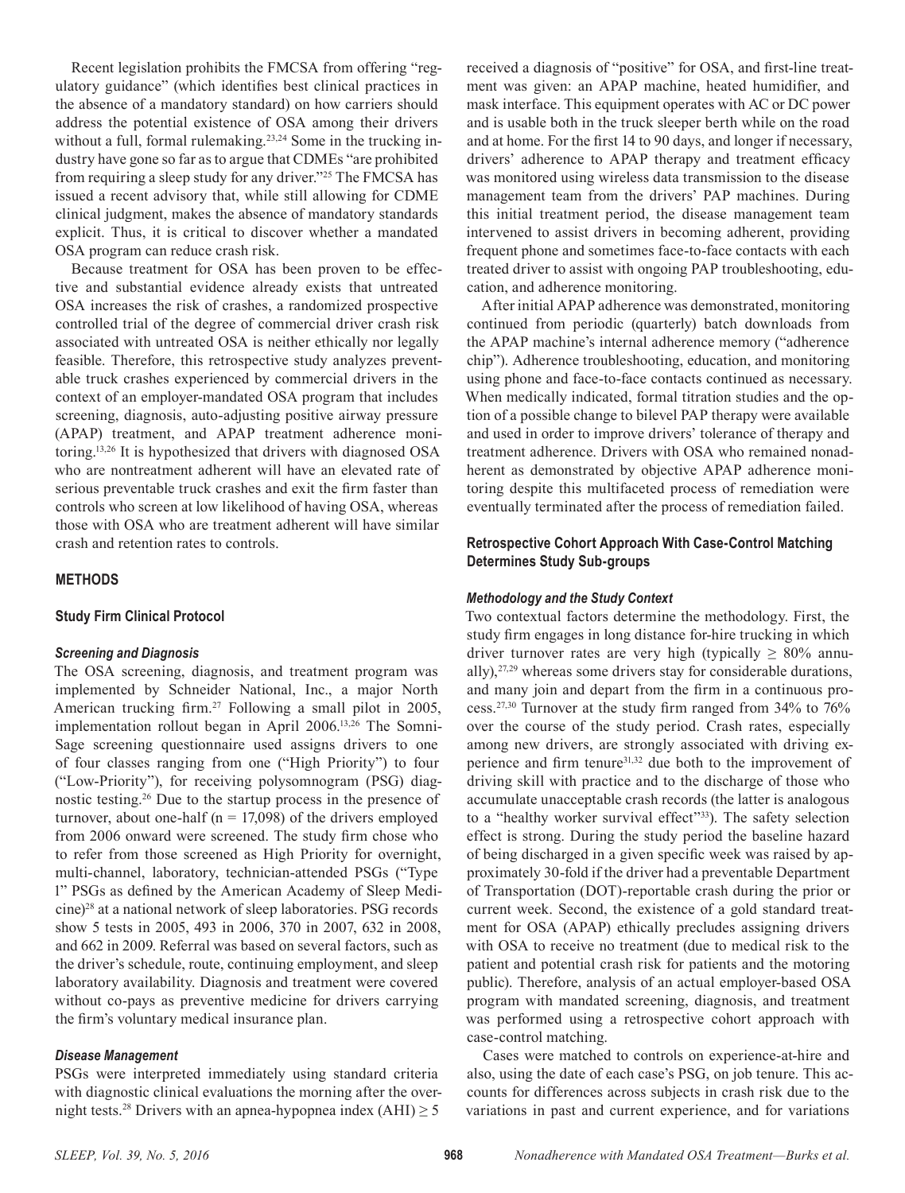Recent legislation prohibits the FMCSA from offering "regulatory guidance" (which identifies best clinical practices in the absence of a mandatory standard) on how carriers should address the potential existence of OSA among their drivers without a full, formal rulemaking.[23,24] Some in the trucking industry have gone so far as to argue that CDMEs "are prohibited from requiring a sleep study for any driver."[25] The FMCSA has issued a recent advisory that, while still allowing for CDME clinical judgment, makes the absence of mandatory standards explicit. Thus, it is critical to discover whether a mandated OSA program can reduce crash risk.

Because treatment for OSA has been proven to be effective and substantial evidence already exists that untreated OSA increases the risk of crashes, a randomized prospective controlled trial of the degree of commercial driver crash risk associated with untreated OSA is neither ethically nor legally feasible. Therefore, this retrospective study analyzes preventable truck crashes experienced by commercial drivers in the context of an employer-mandated OSA program that includes screening, diagnosis, auto-adjusting positive airway pressure (APAP) treatment, and APAP treatment adherence monitoring.[13,26] It is hypothesized that drivers with diagnosed OSA who are nontreatment adherent will have an elevated rate of serious preventable truck crashes and exit the firm faster than controls who screen at low likelihood of having OSA, whereas those with OSA who are treatment adherent will have similar crash and retention rates to controls.

## METHODS

### Study Firm Clinical Protocol

#### *Screening and Diagnosis*

The OSA screening, diagnosis, and treatment program was implemented by Schneider National, Inc., a major North American trucking firm.[27] Following a small pilot in 2005, implementation rollout began in April 2006.[13,26] The SomniSage screening questionnaire used assigns drivers to one of four classes ranging from one ("High Priority") to four ("Low-Priority"), for receiving polysomnogram (PSG) diagnostic testing.[26] Due to the startup process in the presence of turnover, about one-half (n = 17,098) of the drivers employed from 2006 onward were screened. The study firm chose who to refer from those screened as High Priority for overnight, multi-channel, laboratory, technician-attended PSGs ("Type 1" PSGs as defined by the American Academy of Sleep Medicine)[28] at a national network of sleep laboratories. PSG records show 5 tests in 2005, 493 in 2006, 370 in 2007, 632 in 2008, and 662 in 2009. Referral was based on several factors, such as the driver's schedule, route, continuing employment, and sleep laboratory availability. Diagnosis and treatment were covered without co-pays as preventive medicine for drivers carrying the firm's voluntary medical insurance plan.

#### *Disease Management*

PSGs were interpreted immediately using standard criteria with diagnostic clinical evaluations the morning after the overnight tests.[28] Drivers with an apnea-hypopnea index (AHI) $\geq 5$ received a diagnosis of "positive" for OSA, and first-line treatment was given: an APAP machine, heated humidifier, and mask interface. This equipment operates with AC or DC power and is usable both in the truck sleeper berth while on the road and at home. For the first 14 to 90 days, and longer if necessary, drivers' adherence to APAP therapy and treatment efficacy was monitored using wireless data transmission to the disease management team from the drivers' PAP machines. During this initial treatment period, the disease management team intervened to assist drivers in becoming adherent, providing frequent phone and sometimes face-to-face contacts with each treated driver to assist with ongoing PAP troubleshooting, education, and adherence monitoring.

After initial APAP adherence was demonstrated, monitoring continued from periodic (quarterly) batch downloads from the APAP machine's internal adherence memory ("adherence chip"). Adherence troubleshooting, education, and monitoring using phone and face-to-face contacts continued as necessary. When medically indicated, formal titration studies and the option of a possible change to bilevel PAP therapy were available and used in order to improve drivers' tolerance of therapy and treatment adherence. Drivers with OSA who remained nonadherent as demonstrated by objective APAP adherence monitoring despite this multifaceted process of remediation were eventually terminated after the process of remediation failed.

### Retrospective Cohort Approach With Case-Control Matching Determines Study Sub-groups

#### *Methodology and the Study Context*

Two contextual factors determine the methodology. First, the study firm engages in long distance for-hire trucking in which driver turnover rates are very high (typically $\geq$ 80% annually),[27,29] whereas some drivers stay for considerable durations, and many join and depart from the firm in a continuous process.[27,30] Turnover at the study firm ranged from 34% to 76% over the course of the study period. Crash rates, especially among new drivers, are strongly associated with driving experience and firm tenure[31,32] due both to the improvement of driving skill with practice and to the discharge of those who accumulate unacceptable crash records (the latter is analogous to a "healthy worker survival effect"[33]). The safety selection effect is strong. During the study period the baseline hazard of being discharged in a given specific week was raised by approximately 30-fold if the driver had a preventable Department of Transportation (DOT)-reportable crash during the prior or current week. Second, the existence of a gold standard treatment for OSA (APAP) ethically precludes assigning drivers with OSA to receive no treatment (due to medical risk to the patient and potential crash risk for patients and the motoring public). Therefore, analysis of an actual employer-based OSA program with mandated screening, diagnosis, and treatment was performed using a retrospective cohort approach with case-control matching.

Cases were matched to controls on experience-at-hire and also, using the date of each case's PSG, on job tenure. This accounts for differences across subjects in crash risk due to the variations in past and current experience, and for variations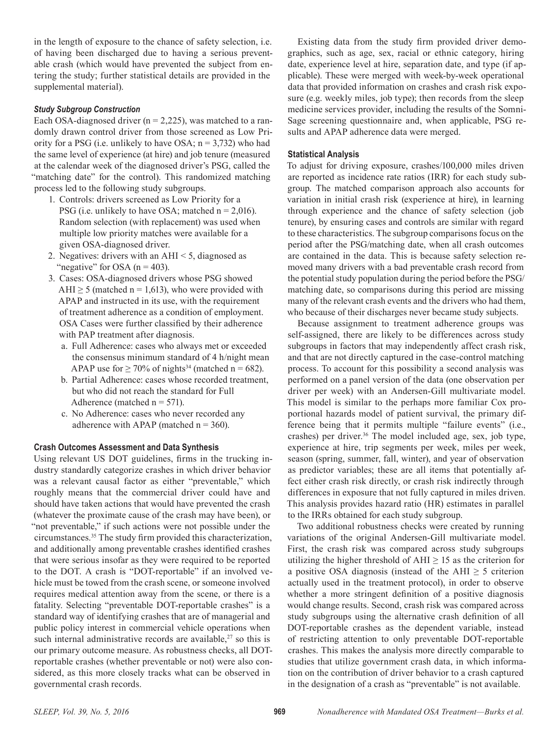in the length of exposure to the chance of safety selection, i.e. of having been discharged due to having a serious preventable crash (which would have prevented the subject from entering the study; further statistical details are provided in the supplemental material).

### *Study Subgroup Construction*

Each OSA-diagnosed driver (n = 2,225), was matched to a randomly drawn control driver from those screened as Low Priority for a PSG (i.e. unlikely to have OSA; n = 3,732) who had the same level of experience (at hire) and job tenure (measured at the calendar week of the diagnosed driver's PSG, called the "matching date" for the control). This randomized matching process led to the following study subgroups.

1. Controls: drivers screened as Low Priority for a PSG (i.e. unlikely to have OSA; matched n = 2,016). Random selection (with replacement) was used when multiple low priority matches were available for a given OSA-diagnosed driver.
2. Negatives: drivers with an AHI < 5, diagnosed as "negative" for OSA (n = 403).
3. Cases: OSA-diagnosed drivers whose PSG showed AHI ≥ 5 (matched n = 1,613), who were provided with APAP and instructed in its use, with the requirement of treatment adherence as a condition of employment. OSA Cases were further classified by their adherence with PAP treatment after diagnosis.
   a. Full Adherence: cases who always met or exceeded the consensus minimum standard of 4 h/night mean APAP use for ≥ 70% of nights[34] (matched n = 682).
   b. Partial Adherence: cases whose recorded treatment, but who did not reach the standard for Full Adherence (matched n = 571).
   c. No Adherence: cases who never recorded any adherence with APAP (matched n = 360).

### Crash Outcomes Assessment and Data Synthesis

Using relevant US DOT guidelines, firms in the trucking industry standardly categorize crashes in which driver behavior was a relevant causal factor as either "preventable," which roughly means that the commercial driver could have and should have taken actions that would have prevented the crash (whatever the proximate cause of the crash may have been), or "not preventable," if such actions were not possible under the circumstances.[35] The study firm provided this characterization, and additionally among preventable crashes identified crashes that were serious insofar as they were required to be reported to the DOT. A crash is "DOT-reportable" if an involved vehicle must be towed from the crash scene, or someone involved requires medical attention away from the scene, or there is a fatality. Selecting "preventable DOT-reportable crashes" is a standard way of identifying crashes that are of managerial and public policy interest in commercial vehicle operations when such internal administrative records are available,[27] so this is our primary outcome measure. As robustness checks, all DOT-reportable crashes (whether preventable or not) were also considered, as this more closely tracks what can be observed in governmental crash records.

Existing data from the study firm provided driver demographics, such as age, sex, racial or ethnic category, hiring date, experience level at hire, separation date, and type (if applicable). These were merged with week-by-week operational data that provided information on crashes and crash risk exposure (e.g. weekly miles, job type); then records from the sleep medicine services provider, including the results of the SomniSage screening questionnaire and, when applicable, PSG results and APAP adherence data were merged.

### Statistical Analysis

To adjust for driving exposure, crashes/100,000 miles driven are reported as incidence rate ratios (IRR) for each study subgroup. The matched comparison approach also accounts for variation in initial crash risk (experience at hire), in learning through experience and the chance of safety selection (job tenure), by ensuring cases and controls are similar with regard to these characteristics. The subgroup comparisons focus on the period after the PSG/matching date, when all crash outcomes are contained in the data. This is because safety selection removed many drivers with a bad preventable crash record from the potential study population during the period before the PSG/matching date, so comparisons during this period are missing many of the relevant crash events and the drivers who had them, who because of their discharges never became study subjects.

Because assignment to treatment adherence groups was self-assigned, there are likely to be differences across study subgroups in factors that may independently affect crash risk, and that are not directly captured in the case-control matching process. To account for this possibility a second analysis was performed on a panel version of the data (one observation per driver per week) with an Andersen-Gill multivariate model. This model is similar to the perhaps more familiar Cox proportional hazards model of patient survival, the primary difference being that it permits multiple "failure events" (i.e., crashes) per driver.[36] The model included age, sex, job type, experience at hire, trip segments per week, miles per week, season (spring, summer, fall, winter), and year of observation as predictor variables; these are all items that potentially affect either crash risk directly, or crash risk indirectly through differences in exposure that not fully captured in miles driven. This analysis provides hazard ratio (HR) estimates in parallel to the IRRs obtained for each study subgroup.

Two additional robustness checks were created by running variations of the original Andersen-Gill multivariate model. First, the crash risk was compared across study subgroups utilizing the higher threshold of AHI ≥ 15 as the criterion for a positive OSA diagnosis (instead of the AHI ≥ 5 criterion actually used in the treatment protocol), in order to observe whether a more stringent definition of a positive diagnosis would change results. Second, crash risk was compared across study subgroups using the alternative crash definition of all DOT-reportable crashes as the dependent variable, instead of restricting attention to only preventable DOT-reportable crashes. This makes the analysis more directly comparable to studies that utilize government crash data, in which information on the contribution of driver behavior to a crash captured in the designation of a crash as "preventable" is not available.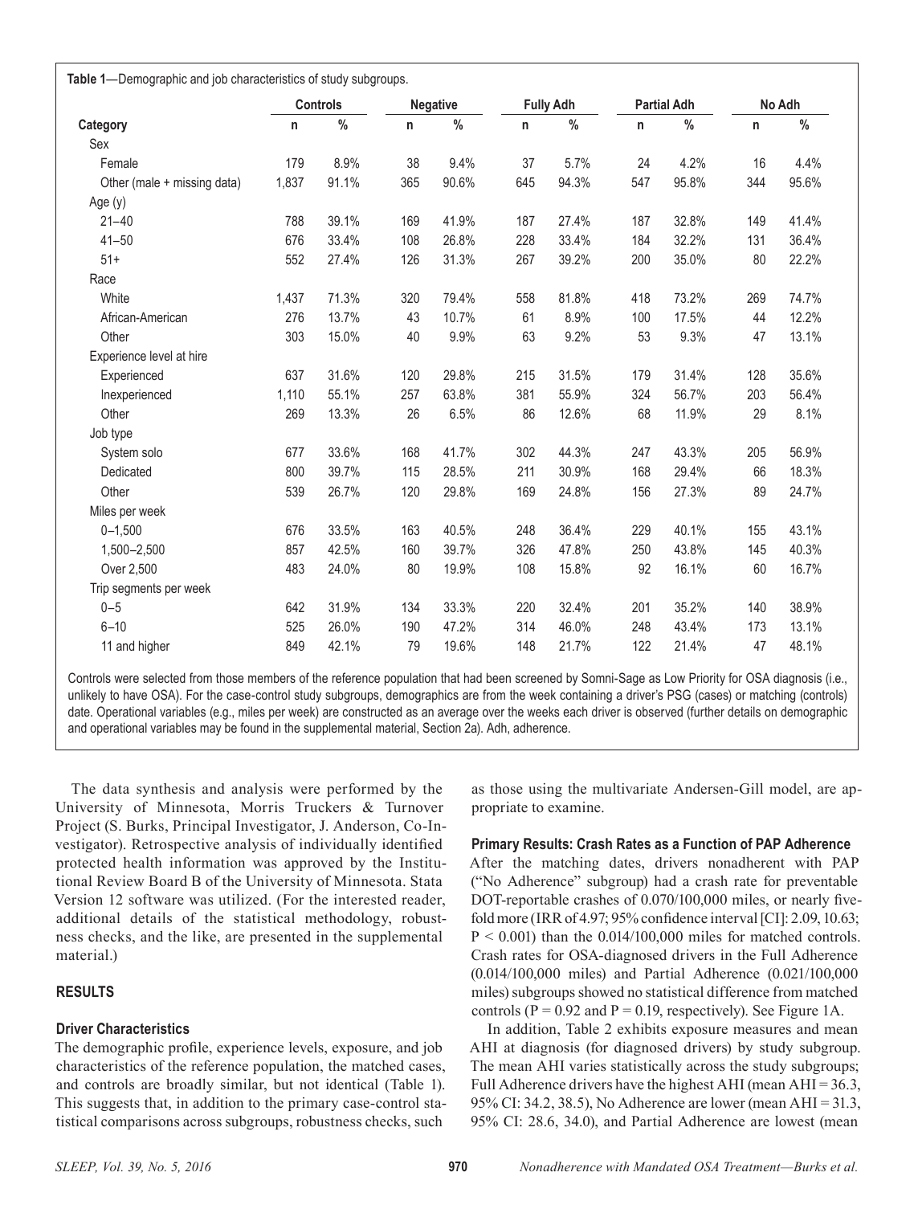**Table 1**—Demographic and job characteristics of study subgroups.

| Category | Controls | | Negative | | Fully Adh | | Partial Adh | | No Adh | |
|---|---|---|---|---|---|---|---|---|---|---|
| | n | % | n | % | n | % | n | % | n | % |
| Sex | | | | | | | | | | |
| Female | 179 | 8.9% | 38 | 9.4% | 37 | 5.7% | 24 | 4.2% | 16 | 4.4% |
| Other (male + missing data) | 1,837 | 91.1% | 365 | 90.6% | 645 | 94.3% | 547 | 95.8% | 344 | 95.6% |
| Age (y) | | | | | | | | | | |
| 21–40 | 788 | 39.1% | 169 | 41.9% | 187 | 27.4% | 187 | 32.8% | 149 | 41.4% |
| 41–50 | 676 | 33.4% | 108 | 26.8% | 228 | 33.4% | 184 | 32.2% | 131 | 36.4% |
| 51+ | 552 | 27.4% | 126 | 31.3% | 267 | 39.2% | 200 | 35.0% | 80 | 22.2% |
| Race | | | | | | | | | | |
| White | 1,437 | 71.3% | 320 | 79.4% | 558 | 81.8% | 418 | 73.2% | 269 | 74.7% |
| African-American | 276 | 13.7% | 43 | 10.7% | 61 | 8.9% | 100 | 17.5% | 44 | 12.2% |
| Other | 303 | 15.0% | 40 | 9.9% | 63 | 9.2% | 53 | 9.3% | 47 | 13.1% |
| Experience level at hire | | | | | | | | | | |
| Experienced | 637 | 31.6% | 120 | 29.8% | 215 | 31.5% | 179 | 31.4% | 128 | 35.6% |
| Inexperienced | 1,110 | 55.1% | 257 | 63.8% | 381 | 55.9% | 324 | 56.7% | 203 | 56.4% |
| Other | 269 | 13.3% | 26 | 6.5% | 86 | 12.6% | 68 | 11.9% | 29 | 8.1% |
| Job type | | | | | | | | | | |
| System solo | 677 | 33.6% | 168 | 41.7% | 302 | 44.3% | 247 | 43.3% | 205 | 56.9% |
| Dedicated | 800 | 39.7% | 115 | 28.5% | 211 | 30.9% | 168 | 29.4% | 66 | 18.3% |
| Other | 539 | 26.7% | 120 | 29.8% | 169 | 24.8% | 156 | 27.3% | 89 | 24.7% |
| Miles per week | | | | | | | | | | |
| 0–1,500 | 676 | 33.5% | 163 | 40.5% | 248 | 36.4% | 229 | 40.1% | 155 | 43.1% |
| 1,500–2,500 | 857 | 42.5% | 160 | 39.7% | 326 | 47.8% | 250 | 43.8% | 145 | 40.3% |
| Over 2,500 | 483 | 24.0% | 80 | 19.9% | 108 | 15.8% | 92 | 16.1% | 60 | 16.7% |
| Trip segments per week | | | | | | | | | | |
| 0–5 | 642 | 31.9% | 134 | 33.3% | 220 | 32.4% | 201 | 35.2% | 140 | 38.9% |
| 6–10 | 525 | 26.0% | 190 | 47.2% | 314 | 46.0% | 248 | 43.4% | 173 | 13.1% |
| 11 and higher | 849 | 42.1% | 79 | 19.6% | 148 | 21.7% | 122 | 21.4% | 47 | 48.1% |

Controls were selected from those members of the reference population that had been screened by Somni-Sage as Low Priority for OSA diagnosis (i.e., unlikely to have OSA). For the case-control study subgroups, demographics are from the week containing a driver's PSG (cases) or matching (controls) date. Operational variables (e.g., miles per week) are constructed as an average over the weeks each driver is observed (further details on demographic and operational variables may be found in the supplemental material, Section 2a). Adh, adherence.

The data synthesis and analysis were performed by the University of Minnesota, Morris Truckers & Turnover Project (S. Burks, Principal Investigator, J. Anderson, Co-Investigator). Retrospective analysis of individually identified protected health information was approved by the Institutional Review Board B of the University of Minnesota. Stata Version 12 software was utilized. (For the interested reader, additional details of the statistical methodology, robustness checks, and the like, are presented in the supplemental material.)

## RESULTS

### Driver Characteristics

The demographic profile, experience levels, exposure, and job characteristics of the reference population, the matched cases, and controls are broadly similar, but not identical (Table 1). This suggests that, in addition to the primary case-control statistical comparisons across subgroups, robustness checks, such as those using the multivariate Andersen-Gill model, are appropriate to examine.

### Primary Results: Crash Rates as a Function of PAP Adherence

After the matching dates, drivers nonadherent with PAP ("No Adherence" subgroup) had a crash rate for preventable DOT-reportable crashes of 0.070/100,000 miles, or nearly five-fold more (IRR of 4.97; 95% confidence interval [CI]: 2.09, 10.63; $P < 0.001$) than the 0.014/100,000 miles for matched controls. Crash rates for OSA-diagnosed drivers in the Full Adherence (0.014/100,000 miles) and Partial Adherence (0.021/100,000 miles) subgroups showed no statistical difference from matched controls ($P = 0.92$ and $P = 0.19$, respectively). See Figure 1A.

In addition, Table 2 exhibits exposure measures and mean AHI at diagnosis (for diagnosed drivers) by study subgroup. The mean AHI varies statistically across the study subgroups; Full Adherence drivers have the highest AHI (mean AHI = 36.3, 95% CI: 34.2, 38.5), No Adherence are lower (mean AHI = 31.3, 95% CI: 28.6, 34.0), and Partial Adherence are lowest (mean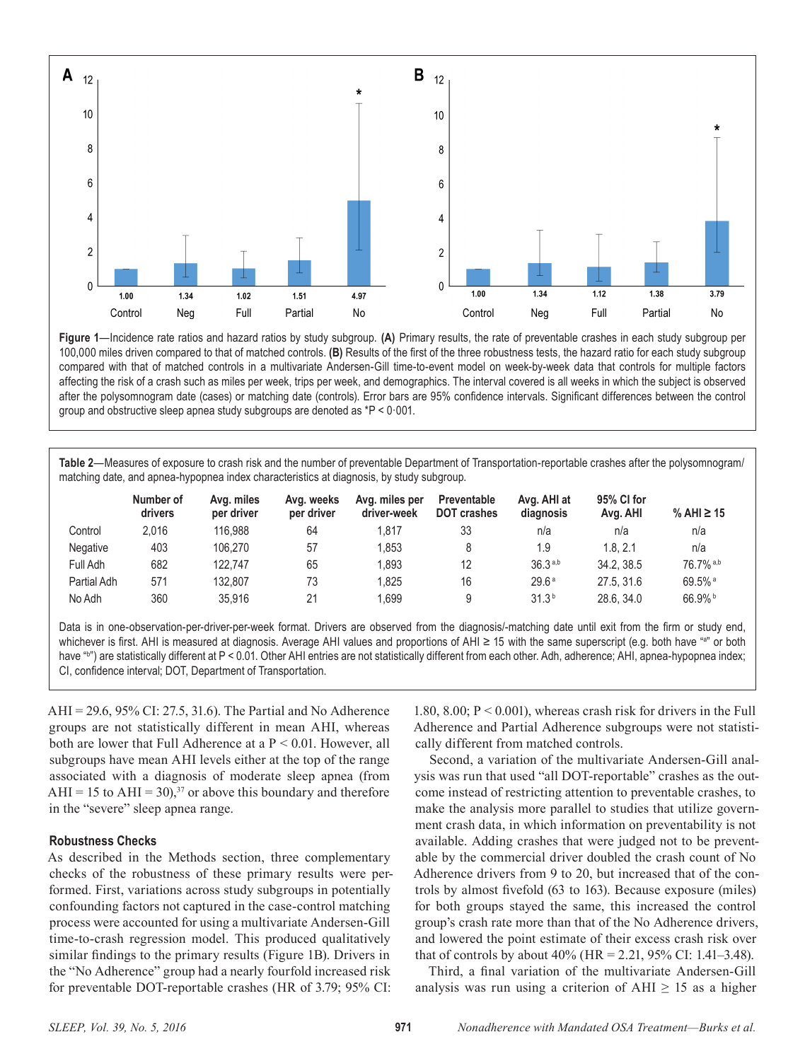**Figure 1**—Incidence rate ratios and hazard ratios by study subgroup. **(A)** Primary results, the rate of preventable crashes in each study subgroup per 100,000 miles driven compared to that of matched controls. **(B)** Results of the first of the three robustness tests, the hazard ratio for each study subgroup compared with that of matched controls in a multivariate Andersen-Gill time-to-event model on week-by-week data that controls for multiple factors affecting the risk of a crash such as miles per week, trips per week, and demographics. The interval covered is all weeks in which the subject is observed after the polysomnogram date (cases) or matching date (controls). Error bars are 95% confidence intervals. Significant differences between the control group and obstructive sleep apnea study subgroups are denoted as *P < 0·001.

**Table 2**—Measures of exposure to crash risk and the number of preventable Department of Transportation-reportable crashes after the polysomnogram/matching date, and apnea-hypopnea index characteristics at diagnosis, by study subgroup.

| | Number of drivers | Avg. miles per driver | Avg. weeks per driver | Avg. miles per driver-week | Preventable DOT crashes | Avg. AHI at diagnosis | 95% CI for Avg. AHI | % AHI ≥ 15 |
|---|---|---|---|---|---|---|---|---|
| Control | 2,016 | 116,988 | 64 | 1,817 | 33 | n/a | n/a | n/a |
| Negative | 403 | 106,270 | 57 | 1,853 | 8 | 1.9 | 1.8, 2.1 | n/a |
| Full Adh | 682 | 122,747 | 65 | 1,893 | 12 | 36.3 [a,b] | 34.2, 38.5 | 76.7% [a,b] |
| Partial Adh | 571 | 132,807 | 73 | 1,825 | 16 | 29.6 [a] | 27.5, 31.6 | 69.5% [a] |
| No Adh | 360 | 35,916 | 21 | 1,699 | 9 | 31.3 [b] | 28.6, 34.0 | 66.9% [b] |

Data is in one-observation-per-driver-per-week format. Drivers are observed from the diagnosis/-matching date until exit from the firm or study end, whichever is first. AHI is measured at diagnosis. Average AHI values and proportions of AHI ≥ 15 with the same superscript (e.g. both have "a" or both have "b") are statistically different at P < 0.01. Other AHI entries are not statistically different from each other. Adh, adherence; AHI, apnea-hypopnea index; CI, confidence interval; DOT, Department of Transportation.

AHI = 29.6, 95% CI: 27.5, 31.6). The Partial and No Adherence groups are not statistically different in mean AHI, whereas both are lower that Full Adherence at a P < 0.01. However, all subgroups have mean AHI levels either at the top of the range associated with a diagnosis of moderate sleep apnea (from AHI = 15 to AHI = 30),[37] or above this boundary and therefore in the "severe" sleep apnea range.

### Robustness Checks

As described in the Methods section, three complementary checks of the robustness of these primary results were performed. First, variations across study subgroups in potentially confounding factors not captured in the case-control matching process were accounted for using a multivariate Andersen-Gill time-to-crash regression model. This produced qualitatively similar findings to the primary results (Figure 1B). Drivers in the "No Adherence" group had a nearly fourfold increased risk for preventable DOT-reportable crashes (HR of 3.79; 95% CI: 1.80, 8.00; P < 0.001), whereas crash risk for drivers in the Full Adherence and Partial Adherence subgroups were not statistically different from matched controls.

Second, a variation of the multivariate Andersen-Gill analysis was run that used "all DOT-reportable" crashes as the outcome instead of restricting attention to preventable crashes, to make the analysis more parallel to studies that utilize government crash data, in which information on preventability is not available. Adding crashes that were judged not to be preventable by the commercial driver doubled the crash count of No Adherence drivers from 9 to 20, but increased that of the controls by almost fivefold (63 to 163). Because exposure (miles) for both groups stayed the same, this increased the control group's crash rate more than that of the No Adherence drivers, and lowered the point estimate of their excess crash risk over that of controls by about 40% (HR = 2.21, 95% CI: 1.41–3.48).

Third, a final variation of the multivariate Andersen-Gill analysis was run using a criterion of AHI ≥ 15 as a higher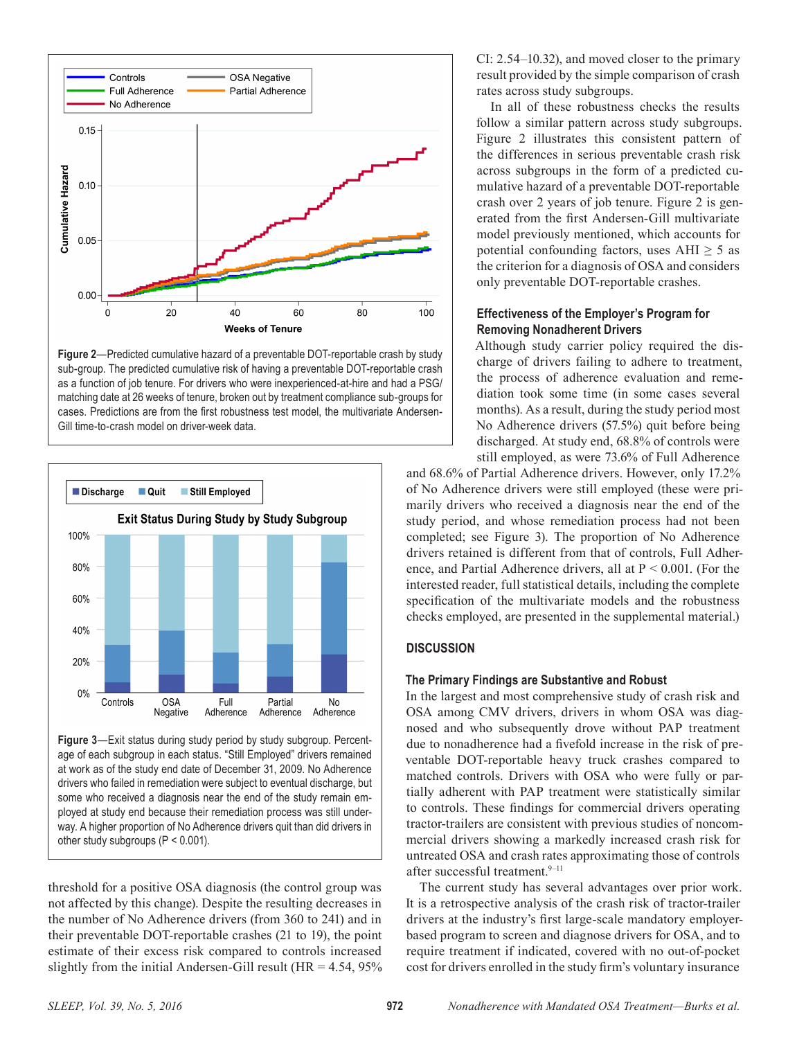Figure 2—Predicted cumulative hazard of a preventable DOT-reportable crash by study sub-group. The predicted cumulative risk of having a preventable DOT-reportable crash as a function of job tenure. For drivers who were inexperienced-at-hire and had a PSG/matching date at 26 weeks of tenure, broken out by treatment compliance sub-groups for cases. Predictions are from the first robustness test model, the multivariate Andersen-Gill time-to-crash model on driver-week data.

Figure 3—Exit status during study period by study subgroup. Percentage of each subgroup in each status. "Still Employed" drivers remained at work as of the study end date of December 31, 2009. No Adherence drivers who failed in remediation were subject to eventual discharge, but some who received a diagnosis near the end of the study remain employed at study end because their remediation process was still underway. A higher proportion of No Adherence drivers quit than did drivers in other study subgroups (P < 0.001).

threshold for a positive OSA diagnosis (the control group was not affected by this change). Despite the resulting decreases in the number of No Adherence drivers (from 360 to 241) and in their preventable DOT-reportable crashes (21 to 19), the point estimate of their excess risk compared to controls increased slightly from the initial Andersen-Gill result (HR = 4.54, 95% CI: 2.54–10.32), and moved closer to the primary result provided by the simple comparison of crash rates across study subgroups.

In all of these robustness checks the results follow a similar pattern across study subgroups. Figure 2 illustrates this consistent pattern of the differences in serious preventable crash risk across subgroups in the form of a predicted cumulative hazard of a preventable DOT-reportable crash over 2 years of job tenure. Figure 2 is generated from the first Andersen-Gill multivariate model previously mentioned, which accounts for potential confounding factors, uses AHI ≥ 5 as the criterion for a diagnosis of OSA and considers only preventable DOT-reportable crashes.

### Effectiveness of the Employer's Program for Removing Nonadherent Drivers

Although study carrier policy required the discharge of drivers failing to adhere to treatment, the process of adherence evaluation and remediation took some time (in some cases several months). As a result, during the study period most No Adherence drivers (57.5%) quit before being discharged. At study end, 68.8% of controls were still employed, as were 73.6% of Full Adherence and 68.6% of Partial Adherence drivers. However, only 17.2% of No Adherence drivers were still employed (these were primarily drivers who received a diagnosis near the end of the study period, and whose remediation process had not been completed; see Figure 3). The proportion of No Adherence drivers retained is different from that of controls, Full Adherence, and Partial Adherence drivers, all at P < 0.001. (For the interested reader, full statistical details, including the complete specification of the multivariate models and the robustness checks employed, are presented in the supplemental material.)

## DISCUSSION

### The Primary Findings are Substantive and Robust

In the largest and most comprehensive study of crash risk and OSA among CMV drivers, drivers in whom OSA was diagnosed and who subsequently drove without PAP treatment due to nonadherence had a fivefold increase in the risk of preventable DOT-reportable heavy truck crashes compared to matched controls. Drivers with OSA who were fully or partially adherent with PAP treatment were statistically similar to controls. These findings for commercial drivers operating tractor-trailers are consistent with previous studies of noncommercial drivers showing a markedly increased crash risk for untreated OSA and crash rates approximating those of controls after successful treatment.[9–11]

The current study has several advantages over prior work. It is a retrospective analysis of the crash risk of tractor-trailer drivers at the industry's first large-scale mandatory employer-based program to screen and diagnose drivers for OSA, and to require treatment if indicated, covered with no out-of-pocket cost for drivers enrolled in the study firm's voluntary insurance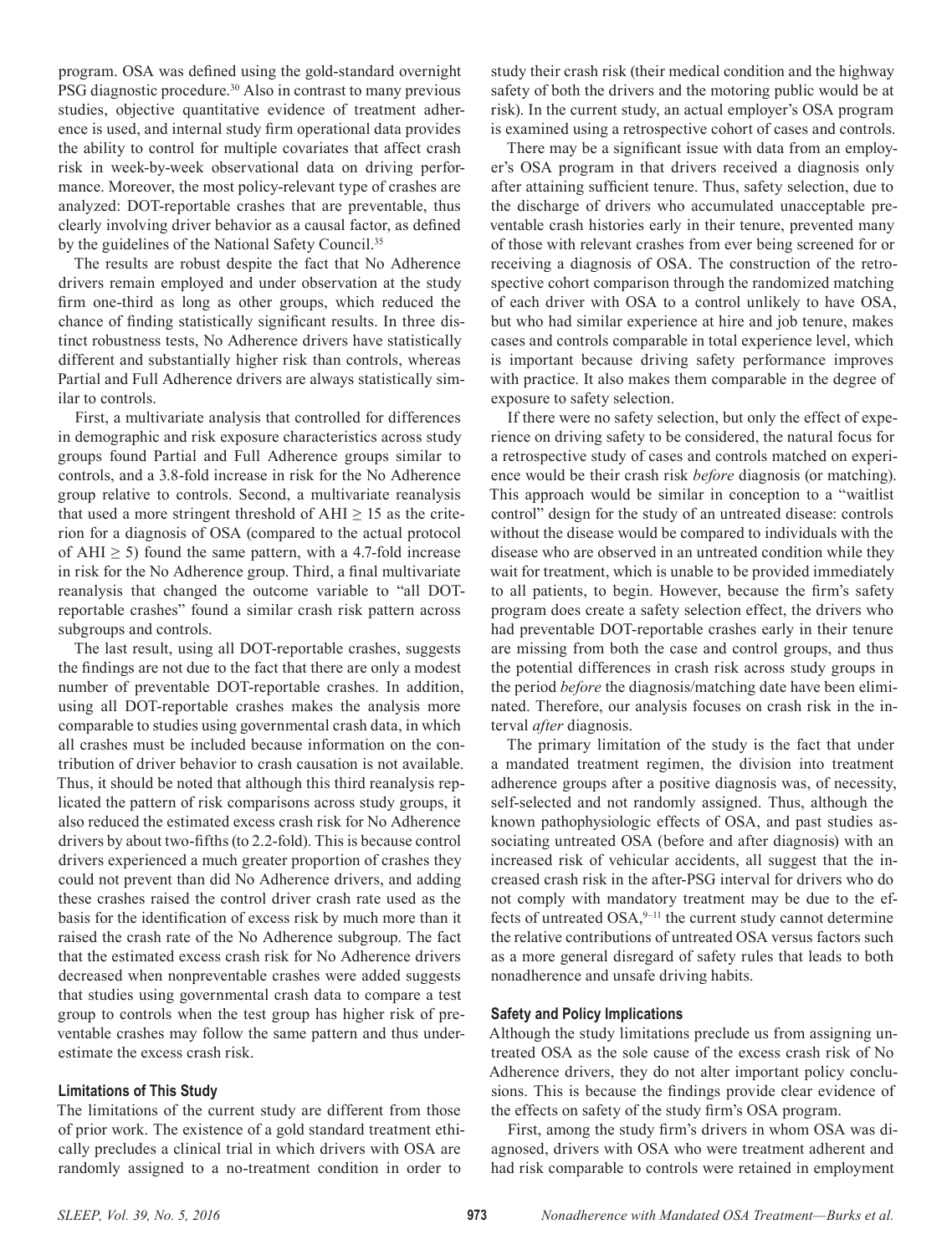program. OSA was defined using the gold-standard overnight PSG diagnostic procedure.[30] Also in contrast to many previous studies, objective quantitative evidence of treatment adherence is used, and internal study firm operational data provides the ability to control for multiple covariates that affect crash risk in week-by-week observational data on driving performance. Moreover, the most policy-relevant type of crashes are analyzed: DOT-reportable crashes that are preventable, thus clearly involving driver behavior as a causal factor, as defined by the guidelines of the National Safety Council.[35]

The results are robust despite the fact that No Adherence drivers remain employed and under observation at the study firm one-third as long as other groups, which reduced the chance of finding statistically significant results. In three distinct robustness tests, No Adherence drivers have statistically different and substantially higher risk than controls, whereas Partial and Full Adherence drivers are always statistically similar to controls.

First, a multivariate analysis that controlled for differences in demographic and risk exposure characteristics across study groups found Partial and Full Adherence groups similar to controls, and a 3.8-fold increase in risk for the No Adherence group relative to controls. Second, a multivariate reanalysis that used a more stringent threshold of AHI $\geq$ 15 as the criterion for a diagnosis of OSA (compared to the actual protocol of AHI $\geq$ 5) found the same pattern, with a 4.7-fold increase in risk for the No Adherence group. Third, a final multivariate reanalysis that changed the outcome variable to "all DOT-reportable crashes" found a similar crash risk pattern across subgroups and controls.

The last result, using all DOT-reportable crashes, suggests the findings are not due to the fact that there are only a modest number of preventable DOT-reportable crashes. In addition, using all DOT-reportable crashes makes the analysis more comparable to studies using governmental crash data, in which all crashes must be included because information on the contribution of driver behavior to crash causation is not available. Thus, it should be noted that although this third reanalysis replicated the pattern of risk comparisons across study groups, it also reduced the estimated excess crash risk for No Adherence drivers by about two-fifths (to 2.2-fold). This is because control drivers experienced a much greater proportion of crashes they could not prevent than did No Adherence drivers, and adding these crashes raised the control driver crash rate used as the basis for the identification of excess risk by much more than it raised the crash rate of the No Adherence subgroup. The fact that the estimated excess crash risk for No Adherence drivers decreased when nonpreventable crashes were added suggests that studies using governmental crash data to compare a test group to controls when the test group has higher risk of preventable crashes may follow the same pattern and thus underestimate the excess crash risk.

### Limitations of This Study

The limitations of the current study are different from those of prior work. The existence of a gold standard treatment ethically precludes a clinical trial in which drivers with OSA are randomly assigned to a no-treatment condition in order to study their crash risk (their medical condition and the highway safety of both the drivers and the motoring public would be at risk). In the current study, an actual employer's OSA program is examined using a retrospective cohort of cases and controls.

There may be a significant issue with data from an employer's OSA program in that drivers received a diagnosis only after attaining sufficient tenure. Thus, safety selection, due to the discharge of drivers who accumulated unacceptable preventable crash histories early in their tenure, prevented many of those with relevant crashes from ever being screened for or receiving a diagnosis of OSA. The construction of the retrospective cohort comparison through the randomized matching of each driver with OSA to a control unlikely to have OSA, but who had similar experience at hire and job tenure, makes cases and controls comparable in total experience level, which is important because driving safety performance improves with practice. It also makes them comparable in the degree of exposure to safety selection.

If there were no safety selection, but only the effect of experience on driving safety to be considered, the natural focus for a retrospective study of cases and controls matched on experience would be their crash risk *before* diagnosis (or matching). This approach would be similar in conception to a "waitlist control" design for the study of an untreated disease: controls without the disease would be compared to individuals with the disease who are observed in an untreated condition while they wait for treatment, which is unable to be provided immediately to all patients, to begin. However, because the firm's safety program does create a safety selection effect, the drivers who had preventable DOT-reportable crashes early in their tenure are missing from both the case and control groups, and thus the potential differences in crash risk across study groups in the period *before* the diagnosis/matching date have been eliminated. Therefore, our analysis focuses on crash risk in the interval *after* diagnosis.

The primary limitation of the study is the fact that under a mandated treatment regimen, the division into treatment adherence groups after a positive diagnosis was, of necessity, self-selected and not randomly assigned. Thus, although the known pathophysiologic effects of OSA, and past studies associating untreated OSA (before and after diagnosis) with an increased risk of vehicular accidents, all suggest that the increased crash risk in the after-PSG interval for drivers who do not comply with mandatory treatment may be due to the effects of untreated OSA,[9–11] the current study cannot determine the relative contributions of untreated OSA versus factors such as a more general disregard of safety rules that leads to both nonadherence and unsafe driving habits.

### Safety and Policy Implications

Although the study limitations preclude us from assigning untreated OSA as the sole cause of the excess crash risk of No Adherence drivers, they do not alter important policy conclusions. This is because the findings provide clear evidence of the effects on safety of the study firm's OSA program.

First, among the study firm's drivers in whom OSA was diagnosed, drivers with OSA who were treatment adherent and had risk comparable to controls were retained in employment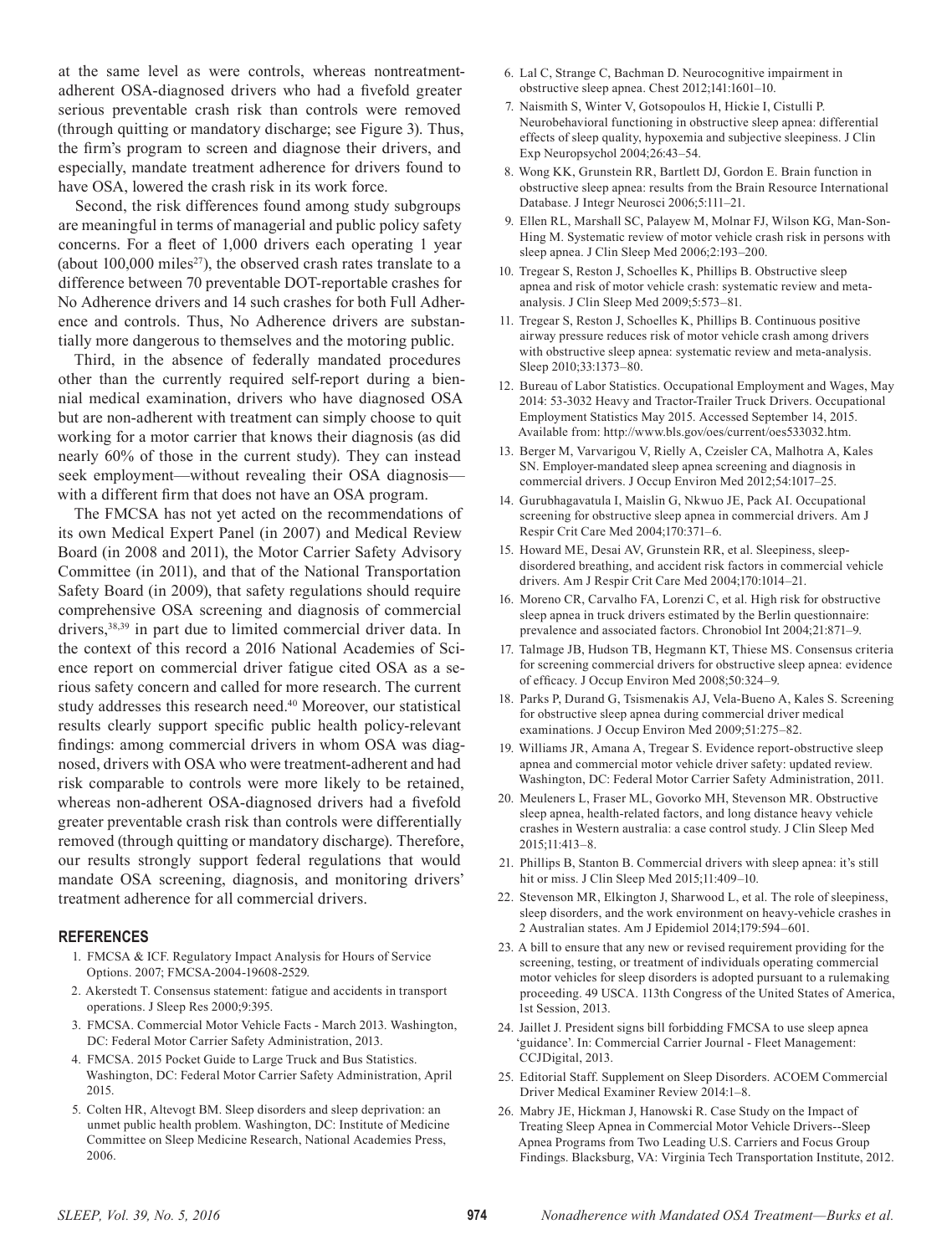at the same level as were controls, whereas nontreatment-adherent OSA-diagnosed drivers who had a fivefold greater serious preventable crash risk than controls were removed (through quitting or mandatory discharge; see Figure 3). Thus, the firm's program to screen and diagnose their drivers, and especially, mandate treatment adherence for drivers found to have OSA, lowered the crash risk in its work force.

Second, the risk differences found among study subgroups are meaningful in terms of managerial and public policy safety concerns. For a fleet of 1,000 drivers each operating 1 year (about 100,000 miles[27]), the observed crash rates translate to a difference between 70 preventable DOT-reportable crashes for No Adherence drivers and 14 such crashes for both Full Adherence and controls. Thus, No Adherence drivers are substantially more dangerous to themselves and the motoring public.

Third, in the absence of federally mandated procedures other than the currently required self-report during a biennial medical examination, drivers who have diagnosed OSA but are non-adherent with treatment can simply choose to quit working for a motor carrier that knows their diagnosis (as did nearly 60% of those in the current study). They can instead seek employment—without revealing their OSA diagnosis—with a different firm that does not have an OSA program.

The FMCSA has not yet acted on the recommendations of its own Medical Expert Panel (in 2007) and Medical Review Board (in 2008 and 2011), the Motor Carrier Safety Advisory Committee (in 2011), and that of the National Transportation Safety Board (in 2009), that safety regulations should require comprehensive OSA screening and diagnosis of commercial drivers,[38,39] in part due to limited commercial driver data. In the context of this record a 2016 National Academies of Science report on commercial driver fatigue cited OSA as a serious safety concern and called for more research. The current study addresses this research need.[40] Moreover, our statistical results clearly support specific public health policy-relevant findings: among commercial drivers in whom OSA was diagnosed, drivers with OSA who were treatment-adherent and had risk comparable to controls were more likely to be retained, whereas non-adherent OSA-diagnosed drivers had a fivefold greater preventable crash risk than controls were differentially removed (through quitting or mandatory discharge). Therefore, our results strongly support federal regulations that would mandate OSA screening, diagnosis, and monitoring drivers' treatment adherence for all commercial drivers.

## REFERENCES

1. FMCSA & ICF. Regulatory Impact Analysis for Hours of Service Options. 2007; FMCSA-2004-19608-2529.
2. Akerstedt T. Consensus statement: fatigue and accidents in transport operations. J Sleep Res 2000;9:395.
3. FMCSA. Commercial Motor Vehicle Facts - March 2013. Washington, DC: Federal Motor Carrier Safety Administration, 2013.
4. FMCSA. 2015 Pocket Guide to Large Truck and Bus Statistics. Washington, DC: Federal Motor Carrier Safety Administration, April 2015.
5. Colten HR, Altevogt BM. Sleep disorders and sleep deprivation: an unmet public health problem. Washington, DC: Institute of Medicine Committee on Sleep Medicine Research, National Academies Press, 2006.
6. Lal C, Strange C, Bachman D. Neurocognitive impairment in obstructive sleep apnea. Chest 2012;141:1601–10.
7. Naismith S, Winter V, Gotsopoulos H, Hickie I, Cistulli P. Neurobehavioral functioning in obstructive sleep apnea: differential effects of sleep quality, hypoxemia and subjective sleepiness. J Clin Exp Neuropsychol 2004;26:43–54.
8. Wong KK, Grunstein RR, Bartlett DJ, Gordon E. Brain function in obstructive sleep apnea: results from the Brain Resource International Database. J Integr Neurosci 2006;5:111–21.
9. Ellen RL, Marshall SC, Palayew M, Molnar FJ, Wilson KG, Man-Son-Hing M. Systematic review of motor vehicle crash risk in persons with sleep apnea. J Clin Sleep Med 2006;2:193–200.
10. Tregear S, Reston J, Schoelles K, Phillips B. Obstructive sleep apnea and risk of motor vehicle crash: systematic review and meta-analysis. J Clin Sleep Med 2009;5:573–81.
11. Tregear S, Reston J, Schoelles K, Phillips B. Continuous positive airway pressure reduces risk of motor vehicle crash among drivers with obstructive sleep apnea: systematic review and meta-analysis. Sleep 2010;33:1373–80.
12. Bureau of Labor Statistics. Occupational Employment and Wages, May 2014: 53-3032 Heavy and Tractor-Trailer Truck Drivers. Occupational Employment Statistics May 2015. Accessed September 14, 2015. Available from: http://www.bls.gov/oes/current/oes533032.htm.
13. Berger M, Varvarigou V, Rielly A, Czeisler CA, Malhotra A, Kales SN. Employer-mandated sleep apnea screening and diagnosis in commercial drivers. J Occup Environ Med 2012;54:1017–25.
14. Gurubhagavatula I, Maislin G, Nkwuo JE, Pack AI. Occupational screening for obstructive sleep apnea in commercial drivers. Am J Respir Crit Care Med 2004;170:371–6.
15. Howard ME, Desai AV, Grunstein RR, et al. Sleepiness, sleep-disordered breathing, and accident risk factors in commercial vehicle drivers. Am J Respir Crit Care Med 2004;170:1014–21.
16. Moreno CR, Carvalho FA, Lorenzi C, et al. High risk for obstructive sleep apnea in truck drivers estimated by the Berlin questionnaire: prevalence and associated factors. Chronobiol Int 2004;21:871–9.
17. Talmage JB, Hudson TB, Hegmann KT, Thiese MS. Consensus criteria for screening commercial drivers for obstructive sleep apnea: evidence of efficacy. J Occup Environ Med 2008;50:324–9.
18. Parks P, Durand G, Tsismenakis AJ, Vela-Bueno A, Kales S. Screening for obstructive sleep apnea during commercial driver medical examinations. J Occup Environ Med 2009;51:275–82.
19. Williams JR, Amana A, Tregear S. Evidence report-obstructive sleep apnea and commercial motor vehicle driver safety: updated review. Washington, DC: Federal Motor Carrier Safety Administration, 2011.
20. Meuleners L, Fraser ML, Govorko MH, Stevenson MR. Obstructive sleep apnea, health-related factors, and long distance heavy vehicle crashes in Western australia: a case control study. J Clin Sleep Med 2015;11:413–8.
21. Phillips B, Stanton B. Commercial drivers with sleep apnea: it's still hit or miss. J Clin Sleep Med 2015;11:409–10.
22. Stevenson MR, Elkington J, Sharwood L, et al. The role of sleepiness, sleep disorders, and the work environment on heavy-vehicle crashes in 2 Australian states. Am J Epidemiol 2014;179:594–601.
23. A bill to ensure that any new or revised requirement providing for the screening, testing, or treatment of individuals operating commercial motor vehicles for sleep disorders is adopted pursuant to a rulemaking proceeding. 49 USCA. 113th Congress of the United States of America, 1st Session, 2013.
24. Jaillet J. President signs bill forbidding FMCSA to use sleep apnea 'guidance'. In: Commercial Carrier Journal - Fleet Management: CCJDigital, 2013.
25. Editorial Staff. Supplement on Sleep Disorders. ACOEM Commercial Driver Medical Examiner Review 2014:1–8.
26. Mabry JE, Hickman J, Hanowski R. Case Study on the Impact of Treating Sleep Apnea in Commercial Motor Vehicle Drivers--Sleep Apnea Programs from Two Leading U.S. Carriers and Focus Group Findings. Blacksburg, VA: Virginia Tech Transportation Institute, 2012.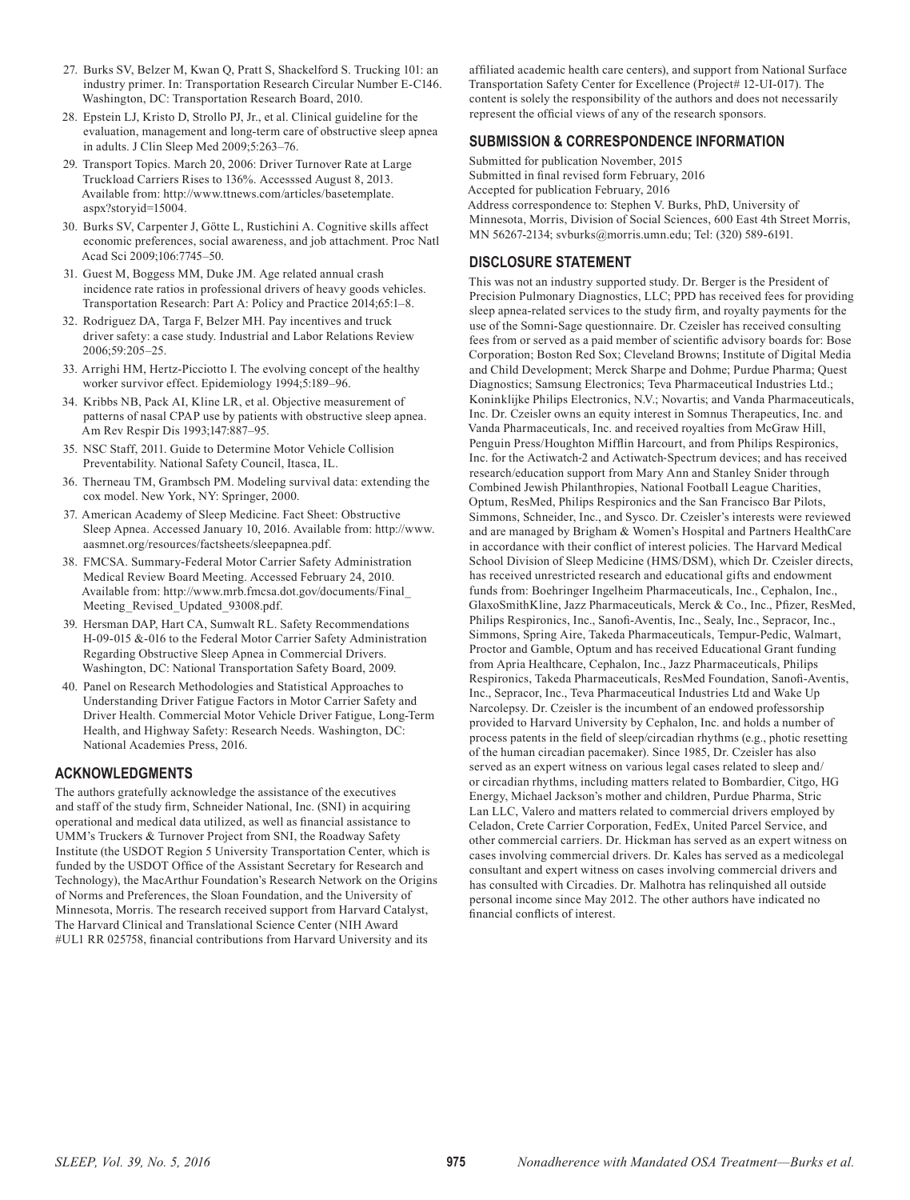27. Burks SV, Belzer M, Kwan Q, Pratt S, Shackelford S. Trucking 101: an industry primer. In: Transportation Research Circular Number E-C146. Washington, DC: Transportation Research Board, 2010.
28. Epstein LJ, Kristo D, Strollo PJ, Jr., et al. Clinical guideline for the evaluation, management and long-term care of obstructive sleep apnea in adults. J Clin Sleep Med 2009;5:263–76.
29. Transport Topics. March 20, 2006: Driver Turnover Rate at Large Truckload Carriers Rises to 136%. Accesssed August 8, 2013. Available from: http://www.ttnews.com/articles/basetemplate.aspx?storyid=15004.
30. Burks SV, Carpenter J, Götte L, Rustichini A. Cognitive skills affect economic preferences, social awareness, and job attachment. Proc Natl Acad Sci 2009;106:7745–50.
31. Guest M, Boggess MM, Duke JM. Age related annual crash incidence rate ratios in professional drivers of heavy goods vehicles. Transportation Research: Part A: Policy and Practice 2014;65:1–8.
32. Rodriguez DA, Targa F, Belzer MH. Pay incentives and truck driver safety: a case study. Industrial and Labor Relations Review 2006;59:205–25.
33. Arrighi HM, Hertz-Picciotto I. The evolving concept of the healthy worker survivor effect. Epidemiology 1994;5:189–96.
34. Kribbs NB, Pack AI, Kline LR, et al. Objective measurement of patterns of nasal CPAP use by patients with obstructive sleep apnea. Am Rev Respir Dis 1993;147:887–95.
35. NSC Staff, 2011. Guide to Determine Motor Vehicle Collision Preventability. National Safety Council, Itasca, IL.
36. Therneau TM, Grambsch PM. Modeling survival data: extending the cox model. New York, NY: Springer, 2000.
37. American Academy of Sleep Medicine. Fact Sheet: Obstructive Sleep Apnea. Accessed January 10, 2016. Available from: http://www.aasmnet.org/resources/factsheets/sleepapnea.pdf.
38. FMCSA. Summary-Federal Motor Carrier Safety Administration Medical Review Board Meeting. Accessed February 24, 2010. Available from: http://www.mrb.fmcsa.dot.gov/documents/Final_Meeting_Revised_Updated_93008.pdf.
39. Hersman DAP, Hart CA, Sumwalt RL. Safety Recommendations H-09-015 &-016 to the Federal Motor Carrier Safety Administration Regarding Obstructive Sleep Apnea in Commercial Drivers. Washington, DC: National Transportation Safety Board, 2009.
40. Panel on Research Methodologies and Statistical Approaches to Understanding Driver Fatigue Factors in Motor Carrier Safety and Driver Health. Commercial Motor Vehicle Driver Fatigue, Long-Term Health, and Highway Safety: Research Needs. Washington, DC: National Academies Press, 2016.

## ACKNOWLEDGMENTS

The authors gratefully acknowledge the assistance of the executives and staff of the study firm, Schneider National, Inc. (SNI) in acquiring operational and medical data utilized, as well as financial assistance to UMM's Truckers & Turnover Project from SNI, the Roadway Safety Institute (the USDOT Region 5 University Transportation Center, which is funded by the USDOT Office of the Assistant Secretary for Research and Technology), the MacArthur Foundation's Research Network on the Origins of Norms and Preferences, the Sloan Foundation, and the University of Minnesota, Morris. The research received support from Harvard Catalyst, The Harvard Clinical and Translational Science Center (NIH Award #UL1 RR 025758, financial contributions from Harvard University and its affiliated academic health care centers), and support from National Surface Transportation Safety Center for Excellence (Project# 12-UI-017). The content is solely the responsibility of the authors and does not necessarily represent the official views of any of the research sponsors.

## SUBMISSION & CORRESPONDENCE INFORMATION

Submitted for publication November, 2015
Submitted in final revised form February, 2016
Accepted for publication February, 2016
Address correspondence to: Stephen V. Burks, PhD, University of Minnesota, Morris, Division of Social Sciences, 600 East 4th Street Morris, MN 56267-2134; svburks@morris.umn.edu; Tel: (320) 589-6191.

## DISCLOSURE STATEMENT

This was not an industry supported study. Dr. Berger is the President of Precision Pulmonary Diagnostics, LLC; PPD has received fees for providing sleep apnea-related services to the study firm, and royalty payments for the use of the Somni-Sage questionnaire. Dr. Czeisler has received consulting fees from or served as a paid member of scientific advisory boards for: Bose Corporation; Boston Red Sox; Cleveland Browns; Institute of Digital Media and Child Development; Merck Sharpe and Dohme; Purdue Pharma; Quest Diagnostics; Samsung Electronics; Teva Pharmaceutical Industries Ltd.; Koninklijke Philips Electronics, N.V.; Novartis; and Vanda Pharmaceuticals, Inc. Dr. Czeisler owns an equity interest in Somnus Therapeutics, Inc. and Vanda Pharmaceuticals, Inc. and received royalties from McGraw Hill, Penguin Press/Houghton Mifflin Harcourt, and from Philips Respironics, Inc. for the Actiwatch-2 and Actiwatch-Spectrum devices; and has received research/education support from Mary Ann and Stanley Snider through Combined Jewish Philanthropies, National Football League Charities, Optum, ResMed, Philips Respironics and the San Francisco Bar Pilots, Simmons, Schneider, Inc., and Sysco. Dr. Czeisler's interests were reviewed and are managed by Brigham & Women's Hospital and Partners HealthCare in accordance with their conflict of interest policies. The Harvard Medical School Division of Sleep Medicine (HMS/DSM), which Dr. Czeisler directs, has received unrestricted research and educational gifts and endowment funds from: Boehringer Ingelheim Pharmaceuticals, Inc., Cephalon, Inc., GlaxoSmithKline, Jazz Pharmaceuticals, Merck & Co., Inc., Pfizer, ResMed, Philips Respironics, Inc., Sanofi-Aventis, Inc., Sealy, Inc., Sepracor, Inc., Simmons, Spring Aire, Takeda Pharmaceuticals, Tempur-Pedic, Walmart, Proctor and Gamble, Optum and has received Educational Grant funding from Apria Healthcare, Cephalon, Inc., Jazz Pharmaceuticals, Philips Respironics, Takeda Pharmaceuticals, ResMed Foundation, Sanofi-Aventis, Inc., Sepracor, Inc., Teva Pharmaceutical Industries Ltd and Wake Up Narcolepsy. Dr. Czeisler is the incumbent of an endowed professorship provided to Harvard University by Cephalon, Inc. and holds a number of process patents in the field of sleep/circadian rhythms (e.g., photic resetting of the human circadian pacemaker). Since 1985, Dr. Czeisler has also served as an expert witness on various legal cases related to sleep and/or circadian rhythms, including matters related to Bombardier, Citgo, HG Energy, Michael Jackson's mother and children, Purdue Pharma, Stric Lan LLC, Valero and matters related to commercial drivers employed by Celadon, Crete Carrier Corporation, FedEx, United Parcel Service, and other commercial carriers. Dr. Hickman has served as an expert witness on cases involving commercial drivers. Dr. Kales has served as a medicolegal consultant and expert witness on cases involving commercial drivers and has consulted with Circadies. Dr. Malhotra has relinquished all outside personal income since May 2012. The other authors have indicated no financial conflicts of interest.